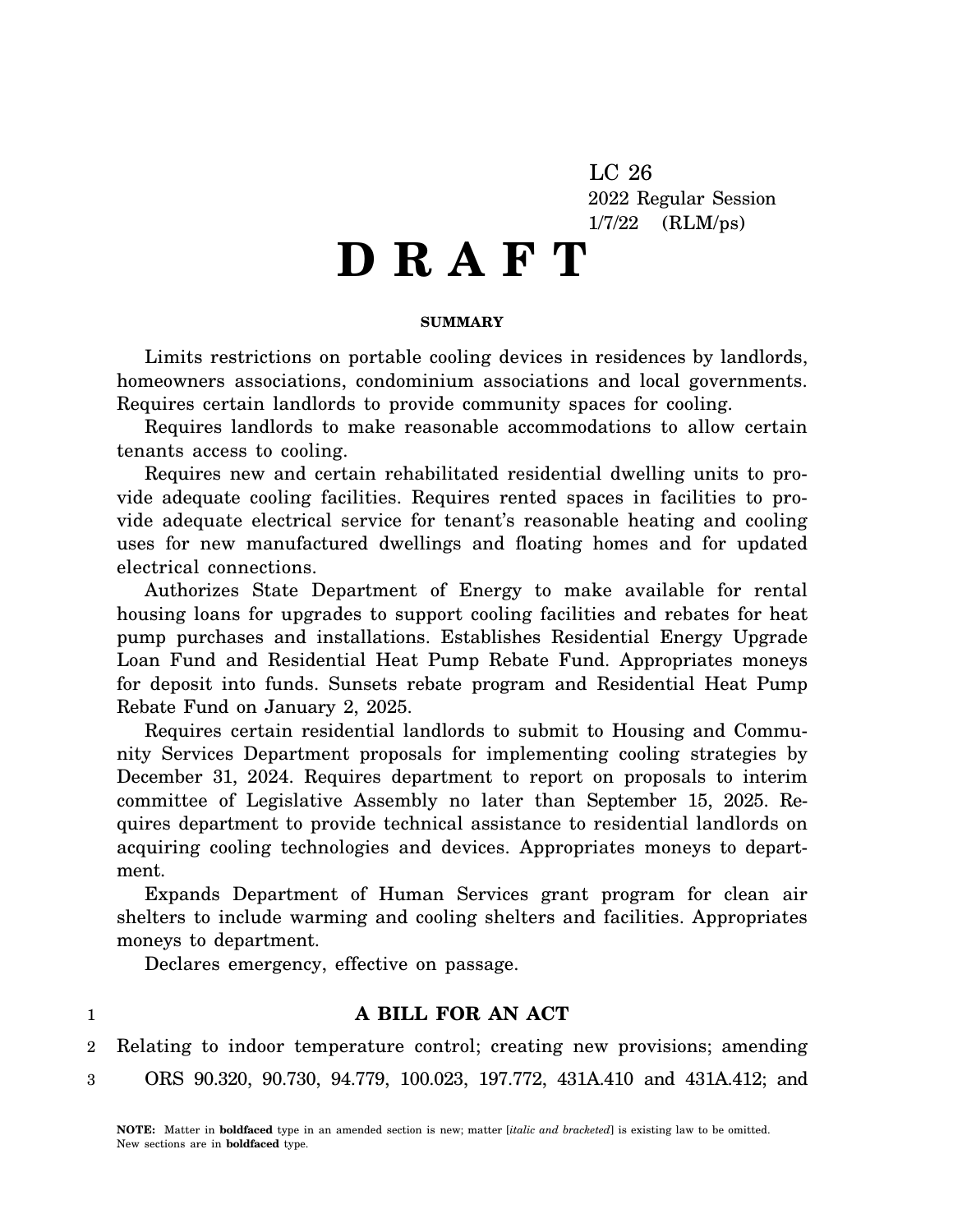LC 26
2022 Regular Session
1/7/22 (RLM/ps)

# D R A F T

**SUMMARY**

Limits restrictions on portable cooling devices in residences by landlords, homeowners associations, condominium associations and local governments. Requires certain landlords to provide community spaces for cooling.

Requires landlords to make reasonable accommodations to allow certain tenants access to cooling.

Requires new and certain rehabilitated residential dwelling units to provide adequate cooling facilities. Requires rented spaces in facilities to provide adequate electrical service for tenant's reasonable heating and cooling uses for new manufactured dwellings and floating homes and for updated electrical connections.

Authorizes State Department of Energy to make available for rental housing loans for upgrades to support cooling facilities and rebates for heat pump purchases and installations. Establishes Residential Energy Upgrade Loan Fund and Residential Heat Pump Rebate Fund. Appropriates moneys for deposit into funds. Sunsets rebate program and Residential Heat Pump Rebate Fund on January 2, 2025.

Requires certain residential landlords to submit to Housing and Community Services Department proposals for implementing cooling strategies by December 31, 2024. Requires department to report on proposals to interim committee of Legislative Assembly no later than September 15, 2025. Requires department to provide technical assistance to residential landlords on acquiring cooling technologies and devices. Appropriates moneys to department.

Expands Department of Human Services grant program for clean air shelters to include warming and cooling shelters and facilities. Appropriates moneys to department.

Declares emergency, effective on passage.

1 **A BILL FOR AN ACT**

2 Relating to indoor temperature control; creating new provisions; amending
3 ORS 90.320, 90.730, 94.779, 100.023, 197.772, 431A.410 and 431A.412; and

**NOTE:** Matter in **boldfaced** type in an amended section is new; matter [*italic and bracketed*] is existing law to be omitted. New sections are in **boldfaced** type.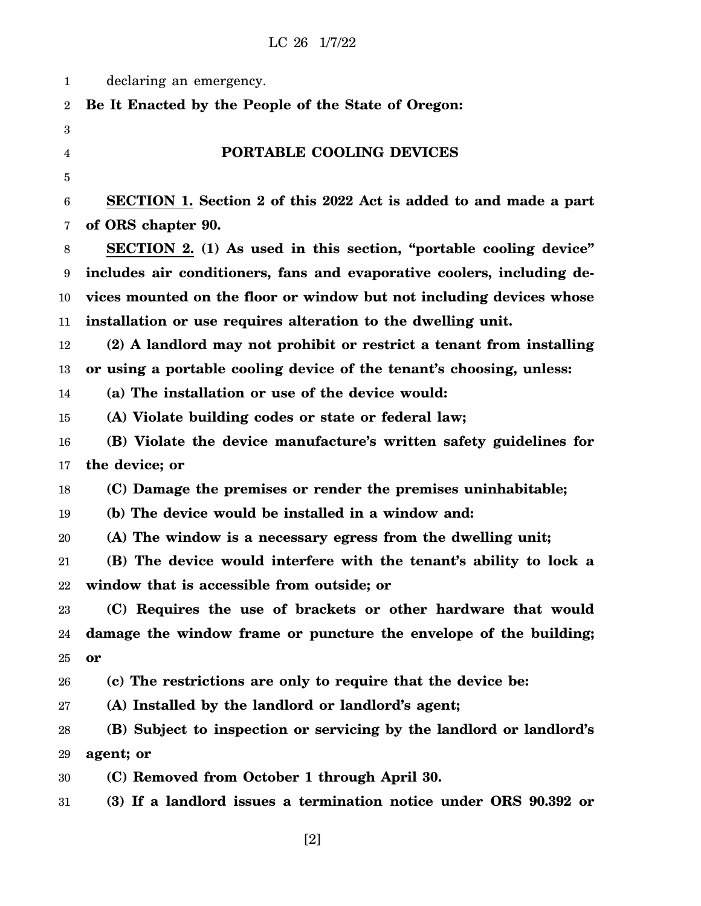declaring an emergency.

**Be It Enacted by the People of the State of Oregon:**

## PORTABLE COOLING DEVICES

**SECTION 1. Section 2 of this 2022 Act is added to and made a part of ORS chapter 90.**

**SECTION 2. (1) As used in this section, "portable cooling device" includes air conditioners, fans and evaporative coolers, including devices mounted on the floor or window but not including devices whose installation or use requires alteration to the dwelling unit.**

**(2) A landlord may not prohibit or restrict a tenant from installing or using a portable cooling device of the tenant's choosing, unless:**

**(a) The installation or use of the device would:**

**(A) Violate building codes or state or federal law;**

**(B) Violate the device manufacture's written safety guidelines for the device; or**

**(C) Damage the premises or render the premises uninhabitable;**

**(b) The device would be installed in a window and:**

**(A) The window is a necessary egress from the dwelling unit;**

**(B) The device would interfere with the tenant's ability to lock a window that is accessible from outside; or**

**(C) Requires the use of brackets or other hardware that would damage the window frame or puncture the envelope of the building; or**

**(c) The restrictions are only to require that the device be:**

**(A) Installed by the landlord or landlord's agent;**

**(B) Subject to inspection or servicing by the landlord or landlord's agent; or**

**(C) Removed from October 1 through April 30.**

**(3) If a landlord issues a termination notice under ORS 90.392 or**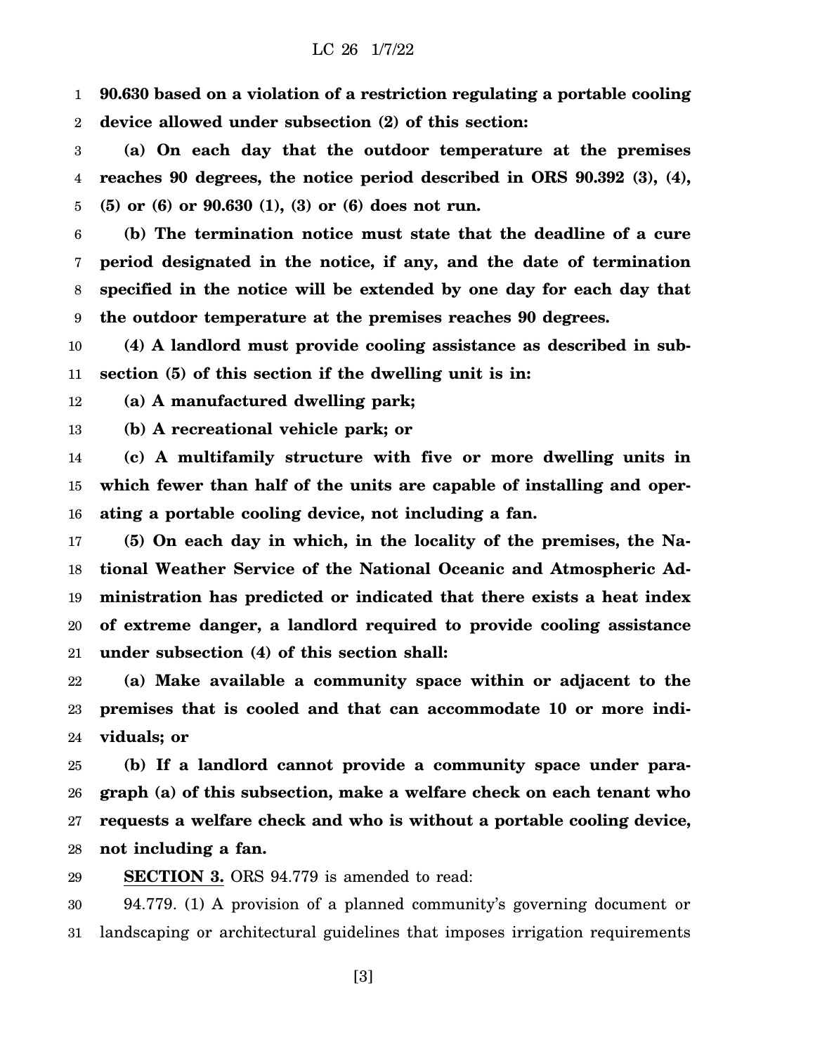**90.630 based on a violation of a restriction regulating a portable cooling device allowed under subsection (2) of this section:**

**(a) On each day that the outdoor temperature at the premises reaches 90 degrees, the notice period described in ORS 90.392 (3), (4), (5) or (6) or 90.630 (1), (3) or (6) does not run.**

**(b) The termination notice must state that the deadline of a cure period designated in the notice, if any, and the date of termination specified in the notice will be extended by one day for each day that the outdoor temperature at the premises reaches 90 degrees.**

**(4) A landlord must provide cooling assistance as described in subsection (5) of this section if the dwelling unit is in:**

**(a) A manufactured dwelling park;**

**(b) A recreational vehicle park; or**

**(c) A multifamily structure with five or more dwelling units in which fewer than half of the units are capable of installing and operating a portable cooling device, not including a fan.**

**(5) On each day in which, in the locality of the premises, the National Weather Service of the National Oceanic and Atmospheric Administration has predicted or indicated that there exists a heat index of extreme danger, a landlord required to provide cooling assistance under subsection (4) of this section shall:**

**(a) Make available a community space within or adjacent to the premises that is cooled and that can accommodate 10 or more individuals; or**

**(b) If a landlord cannot provide a community space under paragraph (a) of this subsection, make a welfare check on each tenant who requests a welfare check and who is without a portable cooling device, not including a fan.**

**SECTION 3.** ORS 94.779 is amended to read:

94.779. (1) A provision of a planned community's governing document or landscaping or architectural guidelines that imposes irrigation requirements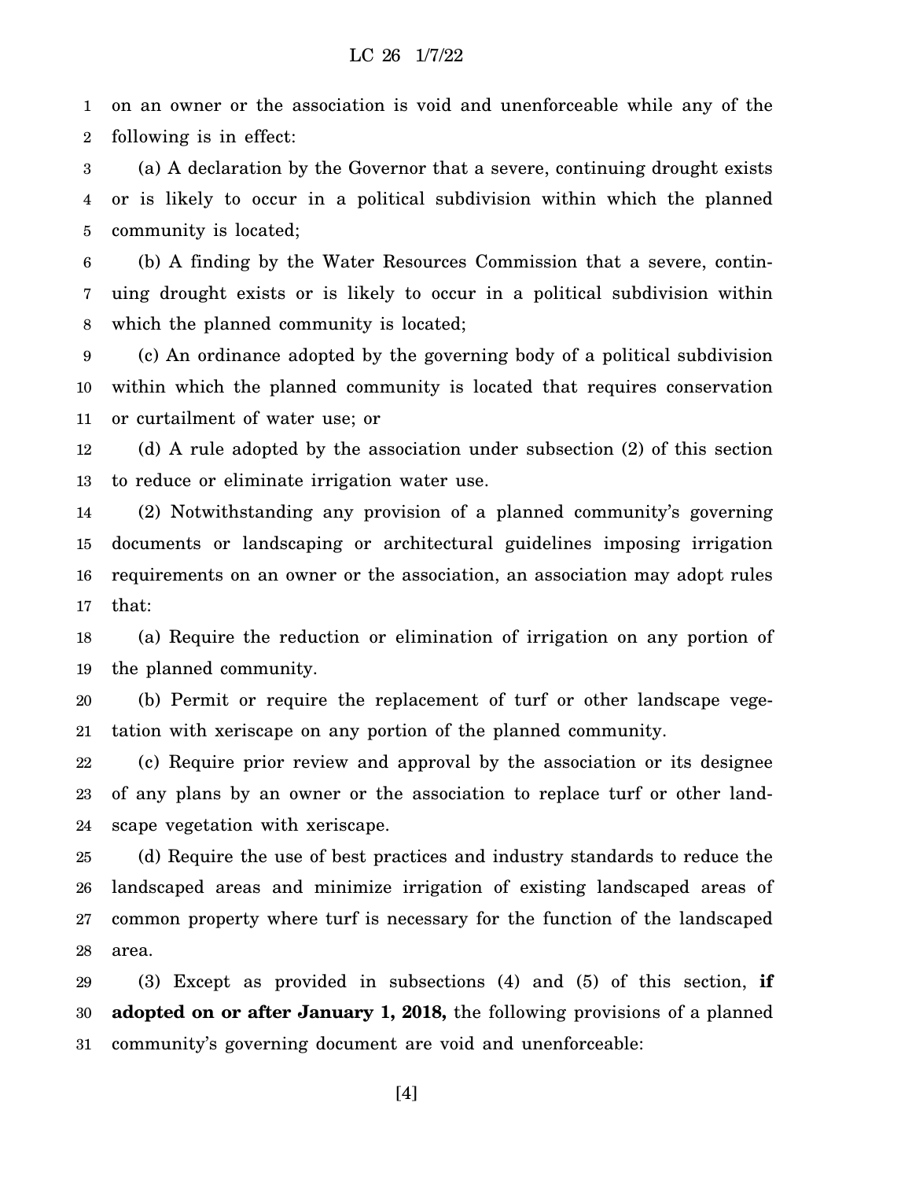on an owner or the association is void and unenforceable while any of the following is in effect:

(a) A declaration by the Governor that a severe, continuing drought exists or is likely to occur in a political subdivision within which the planned community is located;

(b) A finding by the Water Resources Commission that a severe, continuing drought exists or is likely to occur in a political subdivision within which the planned community is located;

(c) An ordinance adopted by the governing body of a political subdivision within which the planned community is located that requires conservation or curtailment of water use; or

(d) A rule adopted by the association under subsection (2) of this section to reduce or eliminate irrigation water use.

(2) Notwithstanding any provision of a planned community's governing documents or landscaping or architectural guidelines imposing irrigation requirements on an owner or the association, an association may adopt rules that:

(a) Require the reduction or elimination of irrigation on any portion of the planned community.

(b) Permit or require the replacement of turf or other landscape vegetation with xeriscape on any portion of the planned community.

(c) Require prior review and approval by the association or its designee of any plans by an owner or the association to replace turf or other landscape vegetation with xeriscape.

(d) Require the use of best practices and industry standards to reduce the landscaped areas and minimize irrigation of existing landscaped areas of common property where turf is necessary for the function of the landscaped area.

(3) Except as provided in subsections (4) and (5) of this section, **if adopted on or after January 1, 2018,** the following provisions of a planned community's governing document are void and unenforceable: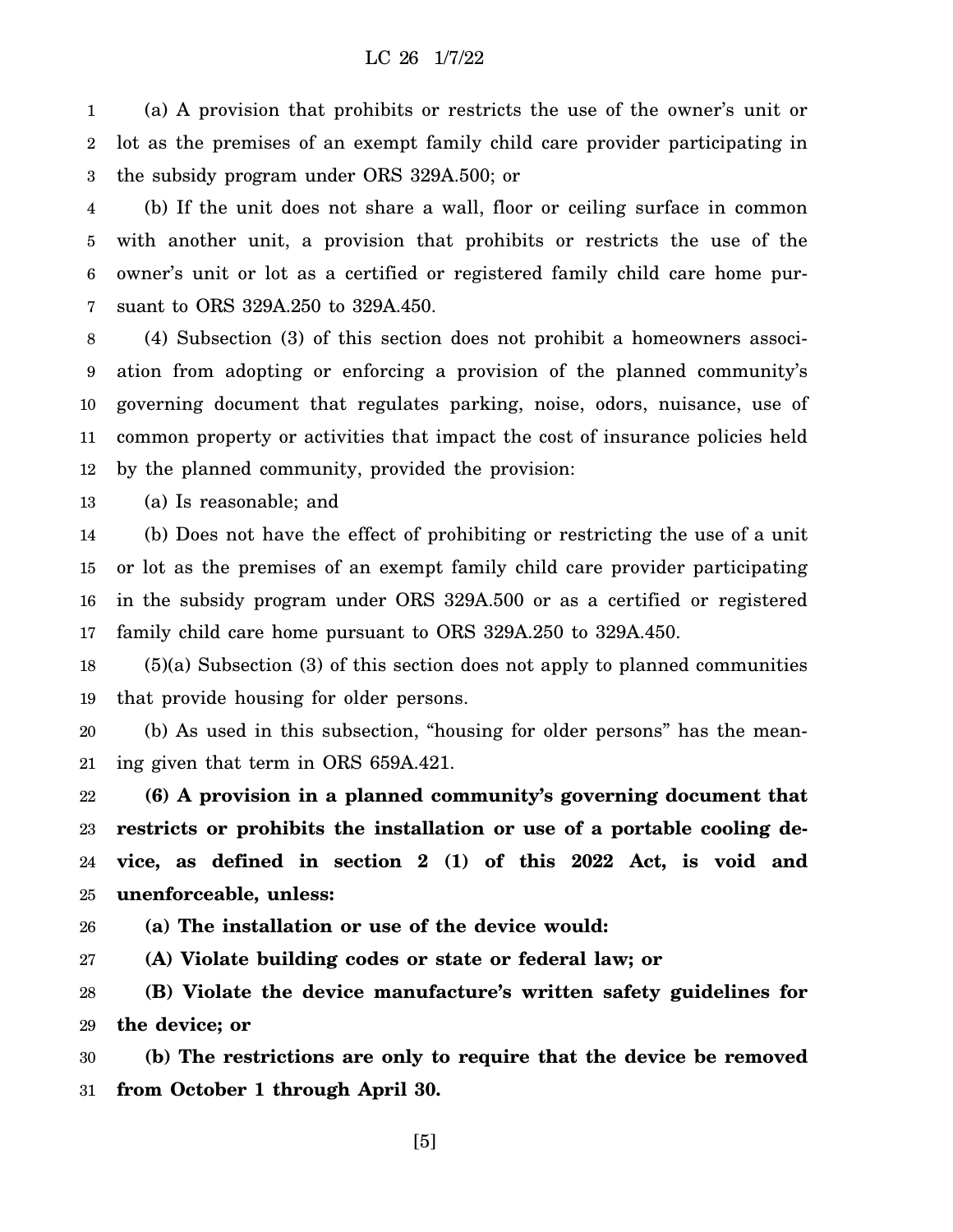(a) A provision that prohibits or restricts the use of the owner's unit or lot as the premises of an exempt family child care provider participating in the subsidy program under ORS 329A.500; or

(b) If the unit does not share a wall, floor or ceiling surface in common with another unit, a provision that prohibits or restricts the use of the owner's unit or lot as a certified or registered family child care home pursuant to ORS 329A.250 to 329A.450.

(4) Subsection (3) of this section does not prohibit a homeowners association from adopting or enforcing a provision of the planned community's governing document that regulates parking, noise, odors, nuisance, use of common property or activities that impact the cost of insurance policies held by the planned community, provided the provision:

(a) Is reasonable; and

(b) Does not have the effect of prohibiting or restricting the use of a unit or lot as the premises of an exempt family child care provider participating in the subsidy program under ORS 329A.500 or as a certified or registered family child care home pursuant to ORS 329A.250 to 329A.450.

(5)(a) Subsection (3) of this section does not apply to planned communities that provide housing for older persons.

(b) As used in this subsection, "housing for older persons" has the meaning given that term in ORS 659A.421.

**(6) A provision in a planned community's governing document that restricts or prohibits the installation or use of a portable cooling device, as defined in section 2 (1) of this 2022 Act, is void and unenforceable, unless:**

**(a) The installation or use of the device would:**

**(A) Violate building codes or state or federal law; or**

**(B) Violate the device manufacture's written safety guidelines for the device; or**

**(b) The restrictions are only to require that the device be removed from October 1 through April 30.**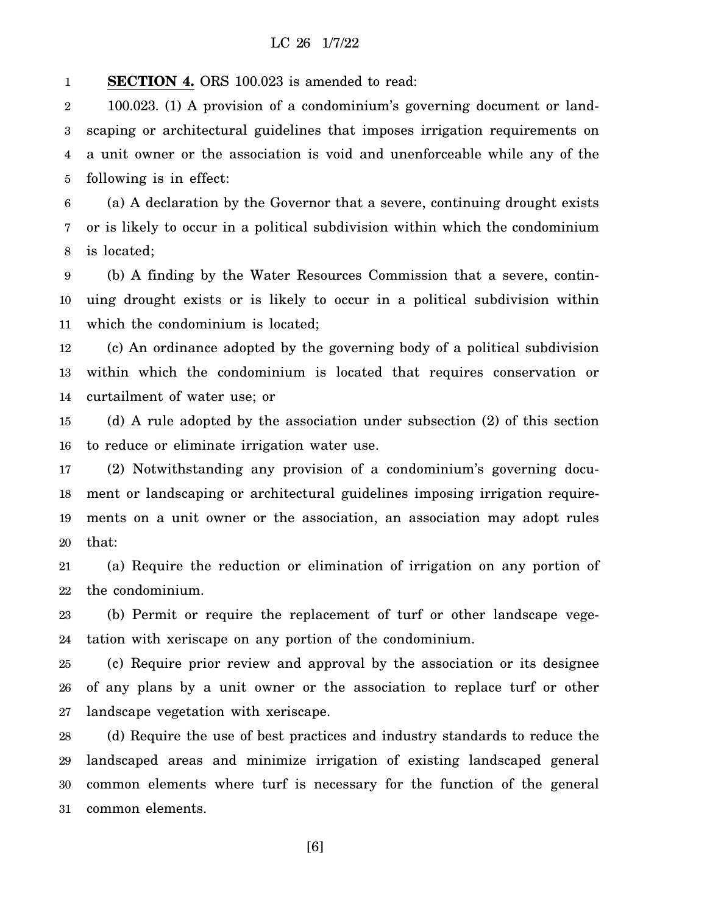**SECTION 4.** ORS 100.023 is amended to read:

100.023. (1) A provision of a condominium's governing document or landscaping or architectural guidelines that imposes irrigation requirements on a unit owner or the association is void and unenforceable while any of the following is in effect:

(a) A declaration by the Governor that a severe, continuing drought exists or is likely to occur in a political subdivision within which the condominium is located;

(b) A finding by the Water Resources Commission that a severe, continuing drought exists or is likely to occur in a political subdivision within which the condominium is located;

(c) An ordinance adopted by the governing body of a political subdivision within which the condominium is located that requires conservation or curtailment of water use; or

(d) A rule adopted by the association under subsection (2) of this section to reduce or eliminate irrigation water use.

(2) Notwithstanding any provision of a condominium's governing document or landscaping or architectural guidelines imposing irrigation requirements on a unit owner or the association, an association may adopt rules that:

(a) Require the reduction or elimination of irrigation on any portion of the condominium.

(b) Permit or require the replacement of turf or other landscape vegetation with xeriscape on any portion of the condominium.

(c) Require prior review and approval by the association or its designee of any plans by a unit owner or the association to replace turf or other landscape vegetation with xeriscape.

(d) Require the use of best practices and industry standards to reduce the landscaped areas and minimize irrigation of existing landscaped general common elements where turf is necessary for the function of the general common elements.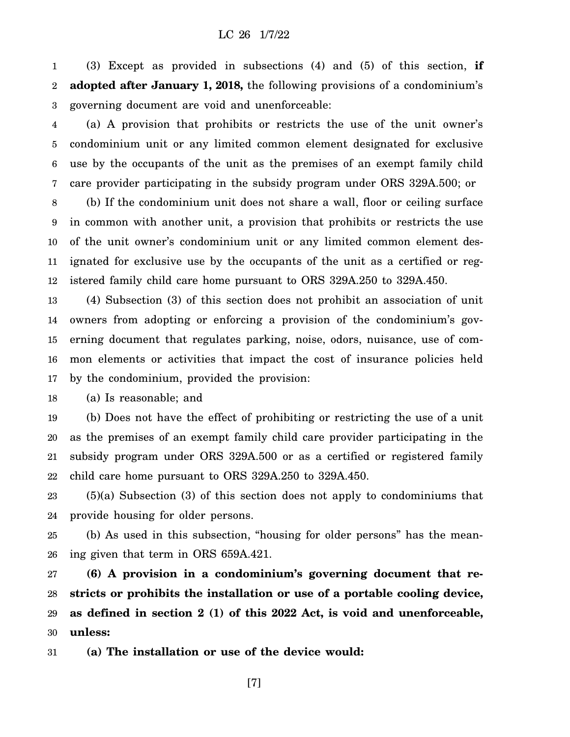(3) Except as provided in subsections (4) and (5) of this section, **if adopted after January 1, 2018,** the following provisions of a condominium's governing document are void and unenforceable:

(a) A provision that prohibits or restricts the use of the unit owner's condominium unit or any limited common element designated for exclusive use by the occupants of the unit as the premises of an exempt family child care provider participating in the subsidy program under ORS 329A.500; or

(b) If the condominium unit does not share a wall, floor or ceiling surface in common with another unit, a provision that prohibits or restricts the use of the unit owner's condominium unit or any limited common element designated for exclusive use by the occupants of the unit as a certified or registered family child care home pursuant to ORS 329A.250 to 329A.450.

(4) Subsection (3) of this section does not prohibit an association of unit owners from adopting or enforcing a provision of the condominium's governing document that regulates parking, noise, odors, nuisance, use of common elements or activities that impact the cost of insurance policies held by the condominium, provided the provision:

(a) Is reasonable; and

(b) Does not have the effect of prohibiting or restricting the use of a unit as the premises of an exempt family child care provider participating in the subsidy program under ORS 329A.500 or as a certified or registered family child care home pursuant to ORS 329A.250 to 329A.450.

(5)(a) Subsection (3) of this section does not apply to condominiums that provide housing for older persons.

(b) As used in this subsection, "housing for older persons" has the meaning given that term in ORS 659A.421.

**(6) A provision in a condominium's governing document that restricts or prohibits the installation or use of a portable cooling device, as defined in section 2 (1) of this 2022 Act, is void and unenforceable, unless:**

**(a) The installation or use of the device would:**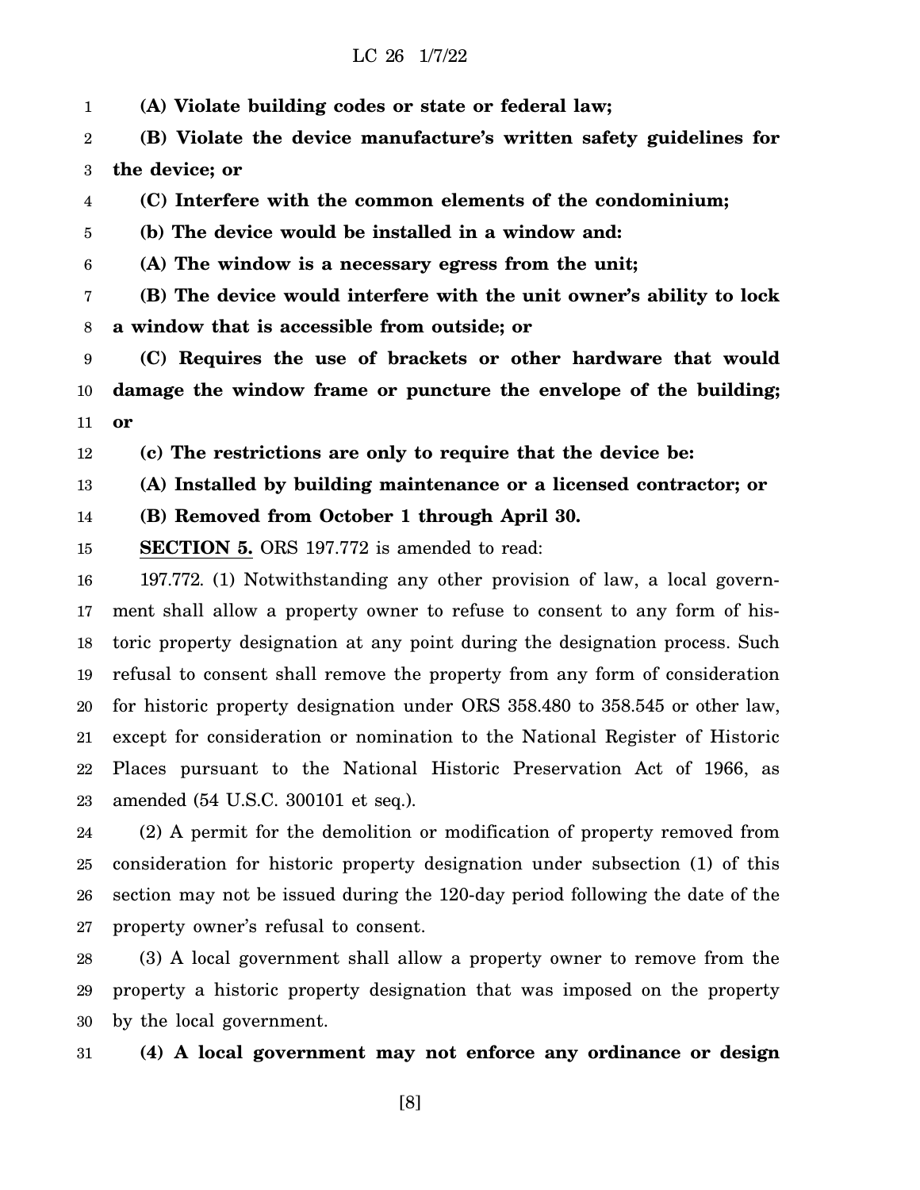**(A) Violate building codes or state or federal law;**

**(B) Violate the device manufacture's written safety guidelines for the device; or**

**(C) Interfere with the common elements of the condominium;**

**(b) The device would be installed in a window and:**

**(A) The window is a necessary egress from the unit;**

**(B) The device would interfere with the unit owner's ability to lock a window that is accessible from outside; or**

**(C) Requires the use of brackets or other hardware that would damage the window frame or puncture the envelope of the building; or**

**(c) The restrictions are only to require that the device be:**

**(A) Installed by building maintenance or a licensed contractor; or**

**(B) Removed from October 1 through April 30.**

**SECTION 5.** ORS 197.772 is amended to read:

197.772. (1) Notwithstanding any other provision of law, a local government shall allow a property owner to refuse to consent to any form of historic property designation at any point during the designation process. Such refusal to consent shall remove the property from any form of consideration for historic property designation under ORS 358.480 to 358.545 or other law, except for consideration or nomination to the National Register of Historic Places pursuant to the National Historic Preservation Act of 1966, as amended (54 U.S.C. 300101 et seq.).

(2) A permit for the demolition or modification of property removed from consideration for historic property designation under subsection (1) of this section may not be issued during the 120-day period following the date of the property owner's refusal to consent.

(3) A local government shall allow a property owner to remove from the property a historic property designation that was imposed on the property by the local government.

**(4) A local government may not enforce any ordinance or design**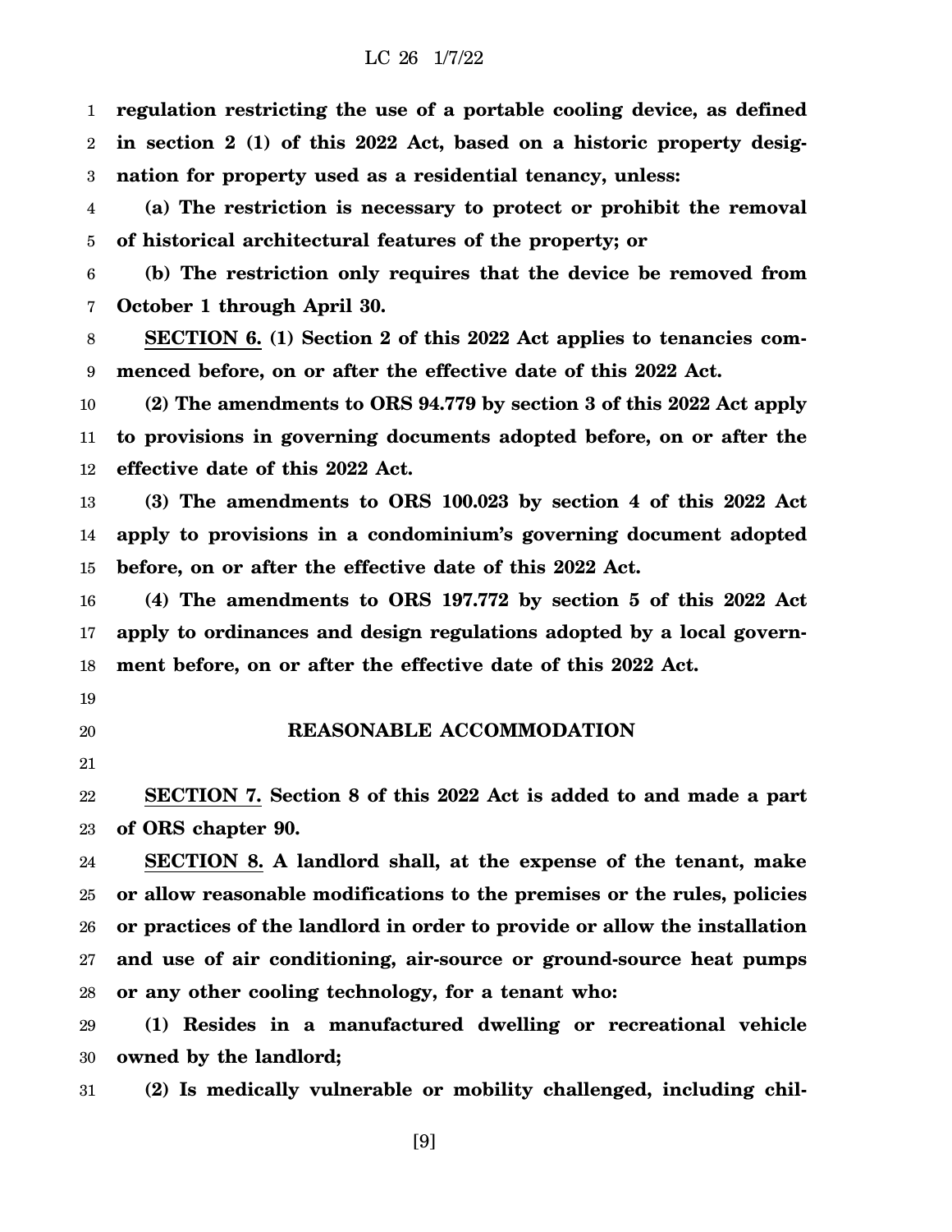**regulation restricting the use of a portable cooling device, as defined in section 2 (1) of this 2022 Act, based on a historic property designation for property used as a residential tenancy, unless:**

**(a) The restriction is necessary to protect or prohibit the removal of historical architectural features of the property; or**

**(b) The restriction only requires that the device be removed from October 1 through April 30.**

**SECTION 6. (1) Section 2 of this 2022 Act applies to tenancies commenced before, on or after the effective date of this 2022 Act.**

**(2) The amendments to ORS 94.779 by section 3 of this 2022 Act apply to provisions in governing documents adopted before, on or after the effective date of this 2022 Act.**

**(3) The amendments to ORS 100.023 by section 4 of this 2022 Act apply to provisions in a condominium's governing document adopted before, on or after the effective date of this 2022 Act.**

**(4) The amendments to ORS 197.772 by section 5 of this 2022 Act apply to ordinances and design regulations adopted by a local government before, on or after the effective date of this 2022 Act.**

## REASONABLE ACCOMMODATION

**SECTION 7. Section 8 of this 2022 Act is added to and made a part of ORS chapter 90.**

**SECTION 8. A landlord shall, at the expense of the tenant, make or allow reasonable modifications to the premises or the rules, policies or practices of the landlord in order to provide or allow the installation and use of air conditioning, air-source or ground-source heat pumps or any other cooling technology, for a tenant who:**

**(1) Resides in a manufactured dwelling or recreational vehicle owned by the landlord;**

**(2) Is medically vulnerable or mobility challenged, including chil-**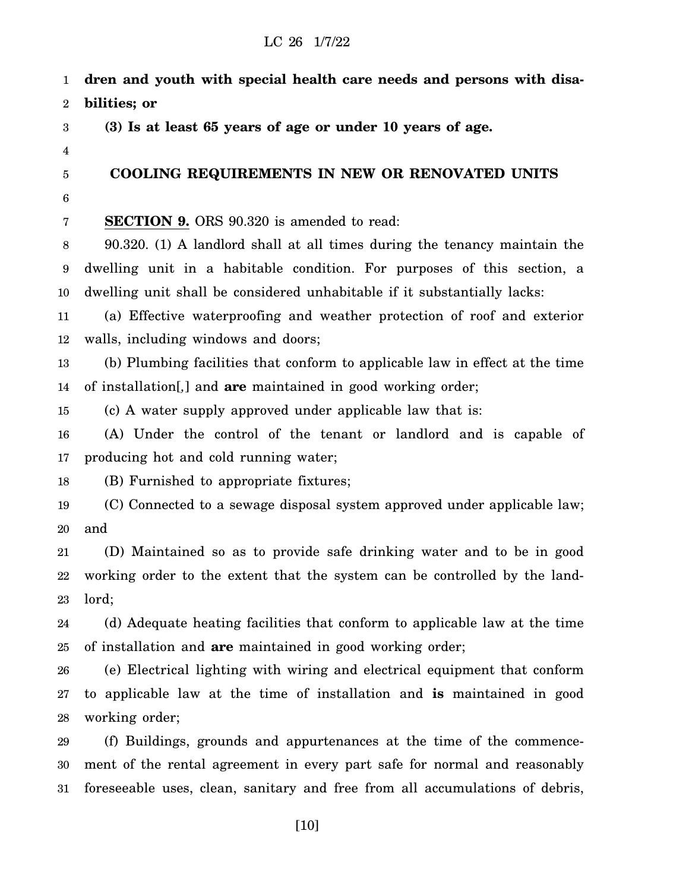**dren and youth with special health care needs and persons with disabilities; or**

**(3) Is at least 65 years of age or under 10 years of age.**

## COOLING REQUIREMENTS IN NEW OR RENOVATED UNITS

**SECTION 9.** ORS 90.320 is amended to read:

90.320. (1) A landlord shall at all times during the tenancy maintain the dwelling unit in a habitable condition. For purposes of this section, a dwelling unit shall be considered unhabitable if it substantially lacks:

(a) Effective waterproofing and weather protection of roof and exterior walls, including windows and doors;

(b) Plumbing facilities that conform to applicable law in effect at the time of installation[,] and **are** maintained in good working order;

(c) A water supply approved under applicable law that is:

(A) Under the control of the tenant or landlord and is capable of producing hot and cold running water;

(B) Furnished to appropriate fixtures;

(C) Connected to a sewage disposal system approved under applicable law; and

(D) Maintained so as to provide safe drinking water and to be in good working order to the extent that the system can be controlled by the landlord;

(d) Adequate heating facilities that conform to applicable law at the time of installation and **are** maintained in good working order;

(e) Electrical lighting with wiring and electrical equipment that conform to applicable law at the time of installation and **is** maintained in good working order;

(f) Buildings, grounds and appurtenances at the time of the commencement of the rental agreement in every part safe for normal and reasonably foreseeable uses, clean, sanitary and free from all accumulations of debris,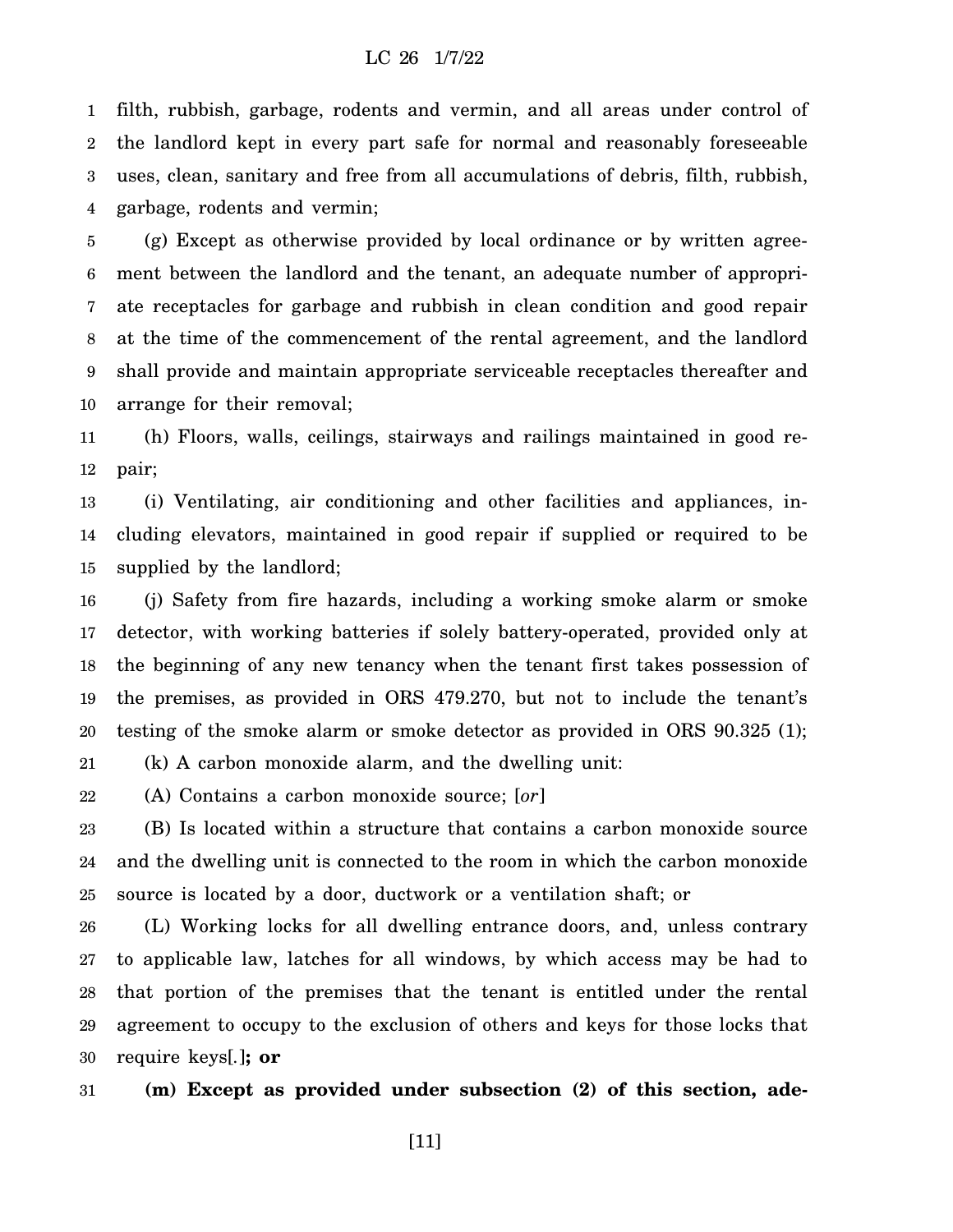filth, rubbish, garbage, rodents and vermin, and all areas under control of the landlord kept in every part safe for normal and reasonably foreseeable uses, clean, sanitary and free from all accumulations of debris, filth, rubbish, garbage, rodents and vermin;

(g) Except as otherwise provided by local ordinance or by written agreement between the landlord and the tenant, an adequate number of appropriate receptacles for garbage and rubbish in clean condition and good repair at the time of the commencement of the rental agreement, and the landlord shall provide and maintain appropriate serviceable receptacles thereafter and arrange for their removal;

(h) Floors, walls, ceilings, stairways and railings maintained in good repair;

(i) Ventilating, air conditioning and other facilities and appliances, including elevators, maintained in good repair if supplied or required to be supplied by the landlord;

(j) Safety from fire hazards, including a working smoke alarm or smoke detector, with working batteries if solely battery-operated, provided only at the beginning of any new tenancy when the tenant first takes possession of the premises, as provided in ORS 479.270, but not to include the tenant's testing of the smoke alarm or smoke detector as provided in ORS 90.325 (1);

(k) A carbon monoxide alarm, and the dwelling unit:

(A) Contains a carbon monoxide source; [*or*]

(B) Is located within a structure that contains a carbon monoxide source and the dwelling unit is connected to the room in which the carbon monoxide source is located by a door, ductwork or a ventilation shaft; or

(L) Working locks for all dwelling entrance doors, and, unless contrary to applicable law, latches for all windows, by which access may be had to that portion of the premises that the tenant is entitled under the rental agreement to occupy to the exclusion of others and keys for those locks that require keys[*.*]**; or**

**(m) Except as provided under subsection (2) of this section, ade-**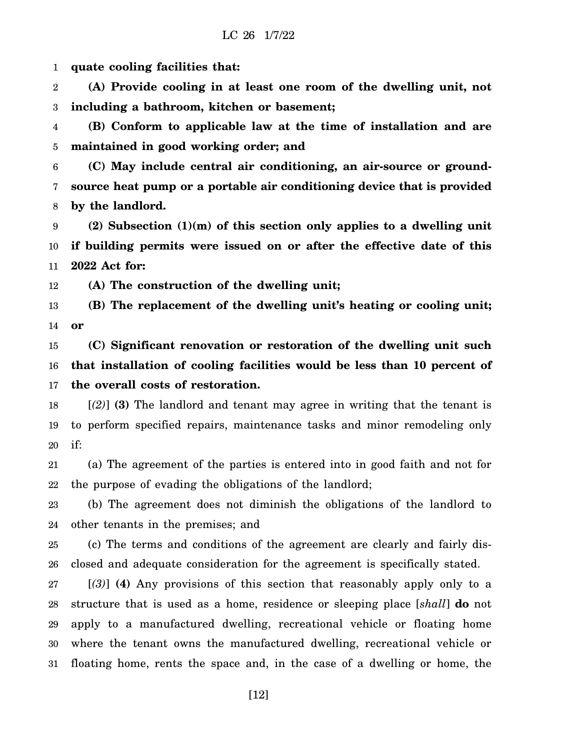**quate cooling facilities that:**

**(A) Provide cooling in at least one room of the dwelling unit, not including a bathroom, kitchen or basement;**

**(B) Conform to applicable law at the time of installation and are maintained in good working order; and**

**(C) May include central air conditioning, an air-source or ground-source heat pump or a portable air conditioning device that is provided by the landlord.**

**(2) Subsection (1)(m) of this section only applies to a dwelling unit if building permits were issued on or after the effective date of this 2022 Act for:**

**(A) The construction of the dwelling unit;**

**(B) The replacement of the dwelling unit's heating or cooling unit; or**

**(C) Significant renovation or restoration of the dwelling unit such that installation of cooling facilities would be less than 10 percent of the overall costs of restoration.**

[*(2)*] **(3)** The landlord and tenant may agree in writing that the tenant is to perform specified repairs, maintenance tasks and minor remodeling only if:

(a) The agreement of the parties is entered into in good faith and not for the purpose of evading the obligations of the landlord;

(b) The agreement does not diminish the obligations of the landlord to other tenants in the premises; and

(c) The terms and conditions of the agreement are clearly and fairly disclosed and adequate consideration for the agreement is specifically stated.

[*(3)*] **(4)** Any provisions of this section that reasonably apply only to a structure that is used as a home, residence or sleeping place [*shall*] **do** not apply to a manufactured dwelling, recreational vehicle or floating home where the tenant owns the manufactured dwelling, recreational vehicle or floating home, rents the space and, in the case of a dwelling or home, the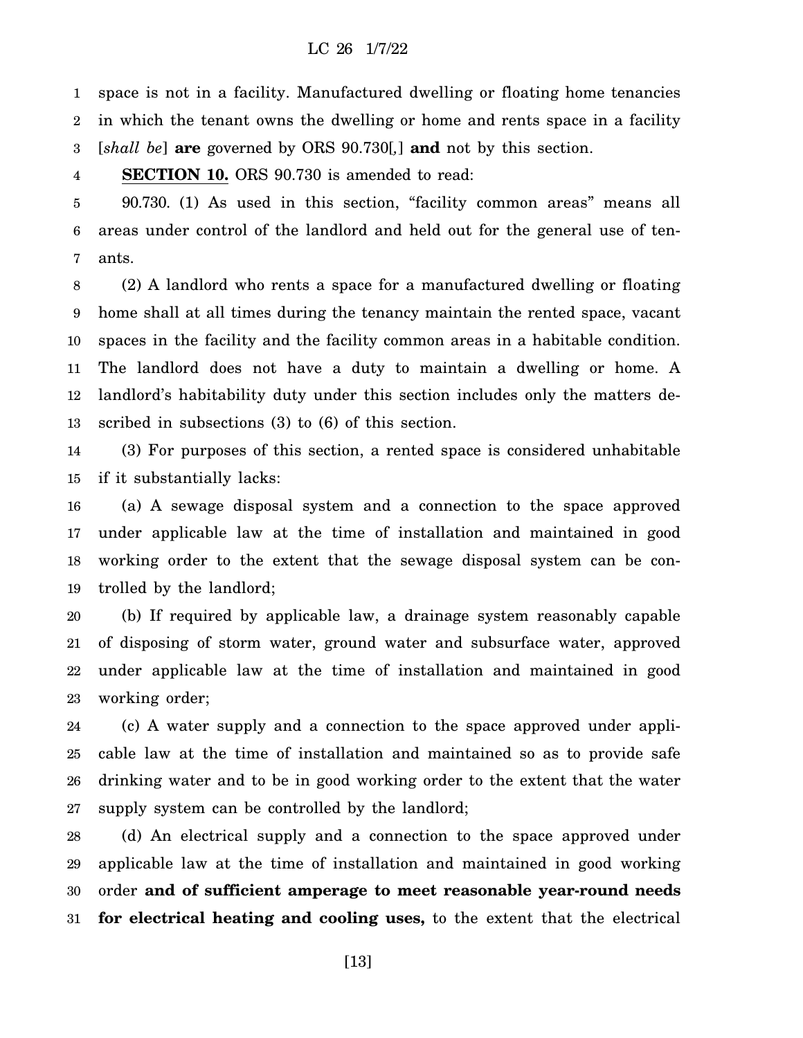space is not in a facility. Manufactured dwelling or floating home tenancies in which the tenant owns the dwelling or home and rents space in a facility [*shall be*] **are** governed by ORS 90.730[*,*] **and** not by this section.

**SECTION 10.** ORS 90.730 is amended to read:

90.730. (1) As used in this section, "facility common areas" means all areas under control of the landlord and held out for the general use of tenants.

(2) A landlord who rents a space for a manufactured dwelling or floating home shall at all times during the tenancy maintain the rented space, vacant spaces in the facility and the facility common areas in a habitable condition. The landlord does not have a duty to maintain a dwelling or home. A landlord's habitability duty under this section includes only the matters described in subsections (3) to (6) of this section.

(3) For purposes of this section, a rented space is considered unhabitable if it substantially lacks:

(a) A sewage disposal system and a connection to the space approved under applicable law at the time of installation and maintained in good working order to the extent that the sewage disposal system can be controlled by the landlord;

(b) If required by applicable law, a drainage system reasonably capable of disposing of storm water, ground water and subsurface water, approved under applicable law at the time of installation and maintained in good working order;

(c) A water supply and a connection to the space approved under applicable law at the time of installation and maintained so as to provide safe drinking water and to be in good working order to the extent that the water supply system can be controlled by the landlord;

(d) An electrical supply and a connection to the space approved under applicable law at the time of installation and maintained in good working order **and of sufficient amperage to meet reasonable year-round needs for electrical heating and cooling uses,** to the extent that the electrical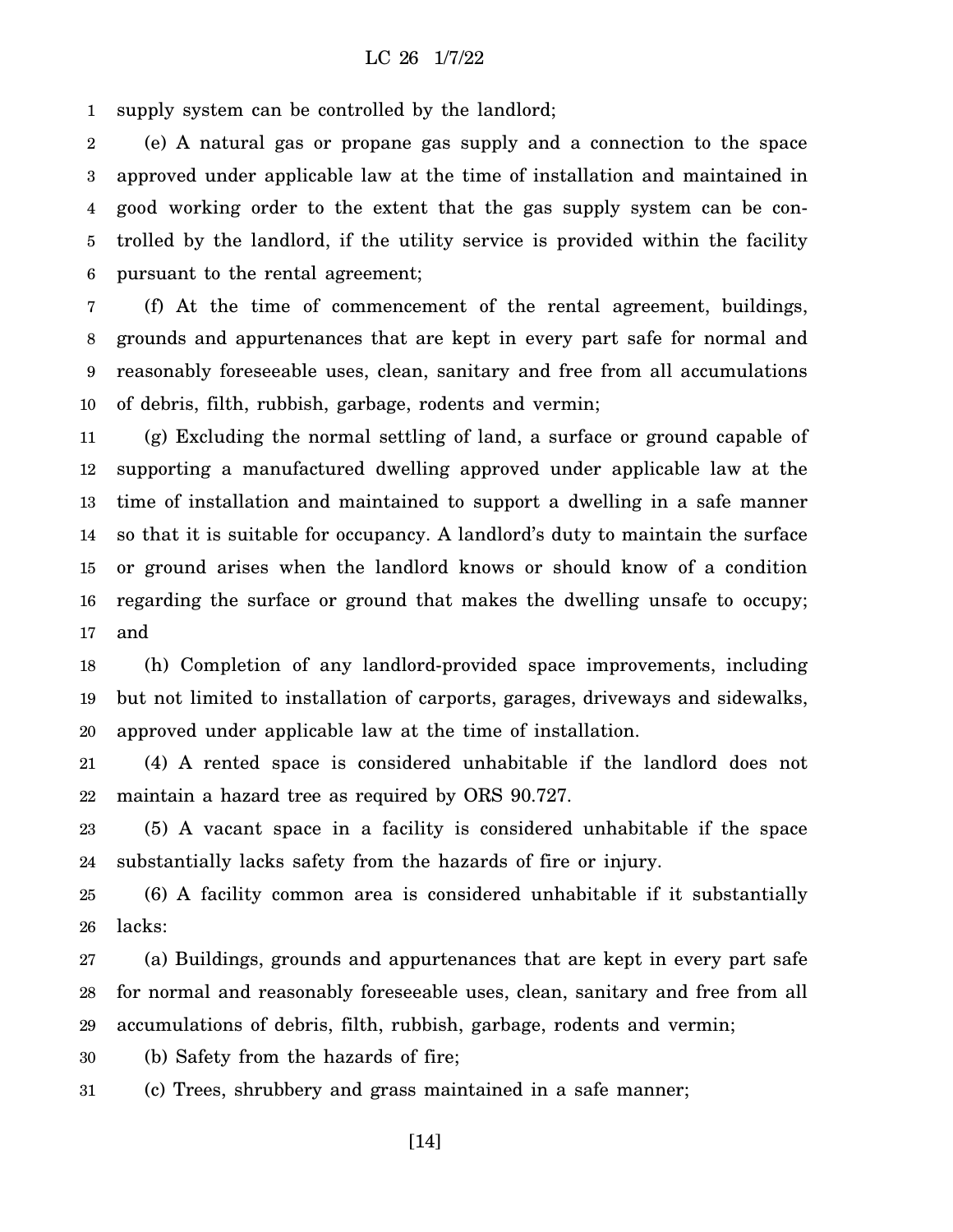supply system can be controlled by the landlord;

(e) A natural gas or propane gas supply and a connection to the space approved under applicable law at the time of installation and maintained in good working order to the extent that the gas supply system can be controlled by the landlord, if the utility service is provided within the facility pursuant to the rental agreement;

(f) At the time of commencement of the rental agreement, buildings, grounds and appurtenances that are kept in every part safe for normal and reasonably foreseeable uses, clean, sanitary and free from all accumulations of debris, filth, rubbish, garbage, rodents and vermin;

(g) Excluding the normal settling of land, a surface or ground capable of supporting a manufactured dwelling approved under applicable law at the time of installation and maintained to support a dwelling in a safe manner so that it is suitable for occupancy. A landlord's duty to maintain the surface or ground arises when the landlord knows or should know of a condition regarding the surface or ground that makes the dwelling unsafe to occupy; and

(h) Completion of any landlord-provided space improvements, including but not limited to installation of carports, garages, driveways and sidewalks, approved under applicable law at the time of installation.

(4) A rented space is considered unhabitable if the landlord does not maintain a hazard tree as required by ORS 90.727.

(5) A vacant space in a facility is considered unhabitable if the space substantially lacks safety from the hazards of fire or injury.

(6) A facility common area is considered unhabitable if it substantially lacks:

(a) Buildings, grounds and appurtenances that are kept in every part safe for normal and reasonably foreseeable uses, clean, sanitary and free from all accumulations of debris, filth, rubbish, garbage, rodents and vermin;

(b) Safety from the hazards of fire;

(c) Trees, shrubbery and grass maintained in a safe manner;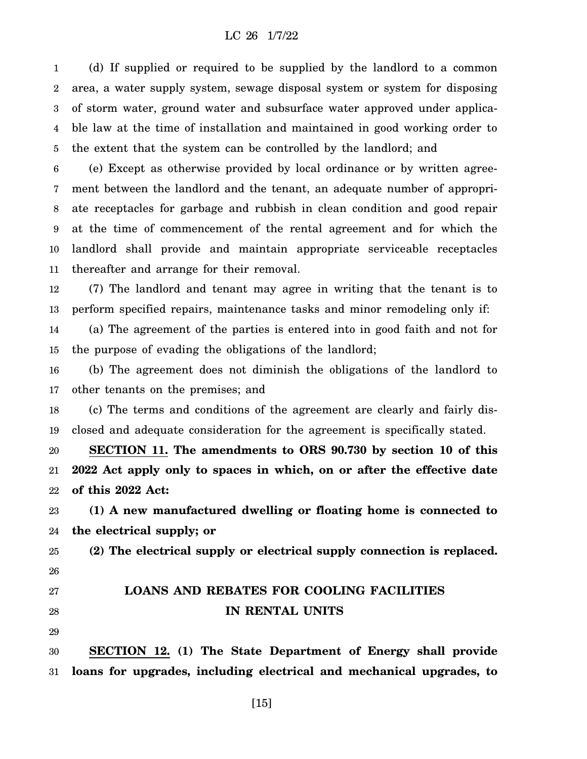(d) If supplied or required to be supplied by the landlord to a common area, a water supply system, sewage disposal system or system for disposing of storm water, ground water and subsurface water approved under applicable law at the time of installation and maintained in good working order to the extent that the system can be controlled by the landlord; and

(e) Except as otherwise provided by local ordinance or by written agreement between the landlord and the tenant, an adequate number of appropriate receptacles for garbage and rubbish in clean condition and good repair at the time of commencement of the rental agreement and for which the landlord shall provide and maintain appropriate serviceable receptacles thereafter and arrange for their removal.

(7) The landlord and tenant may agree in writing that the tenant is to perform specified repairs, maintenance tasks and minor remodeling only if:

(a) The agreement of the parties is entered into in good faith and not for the purpose of evading the obligations of the landlord;

(b) The agreement does not diminish the obligations of the landlord to other tenants on the premises; and

(c) The terms and conditions of the agreement are clearly and fairly disclosed and adequate consideration for the agreement is specifically stated.

**SECTION 11. The amendments to ORS 90.730 by section 10 of this 2022 Act apply only to spaces in which, on or after the effective date of this 2022 Act:**

**(1) A new manufactured dwelling or floating home is connected to the electrical supply; or**

**(2) The electrical supply or electrical supply connection is replaced.**

## LOANS AND REBATES FOR COOLING FACILITIES IN RENTAL UNITS

**SECTION 12. (1) The State Department of Energy shall provide loans for upgrades, including electrical and mechanical upgrades, to**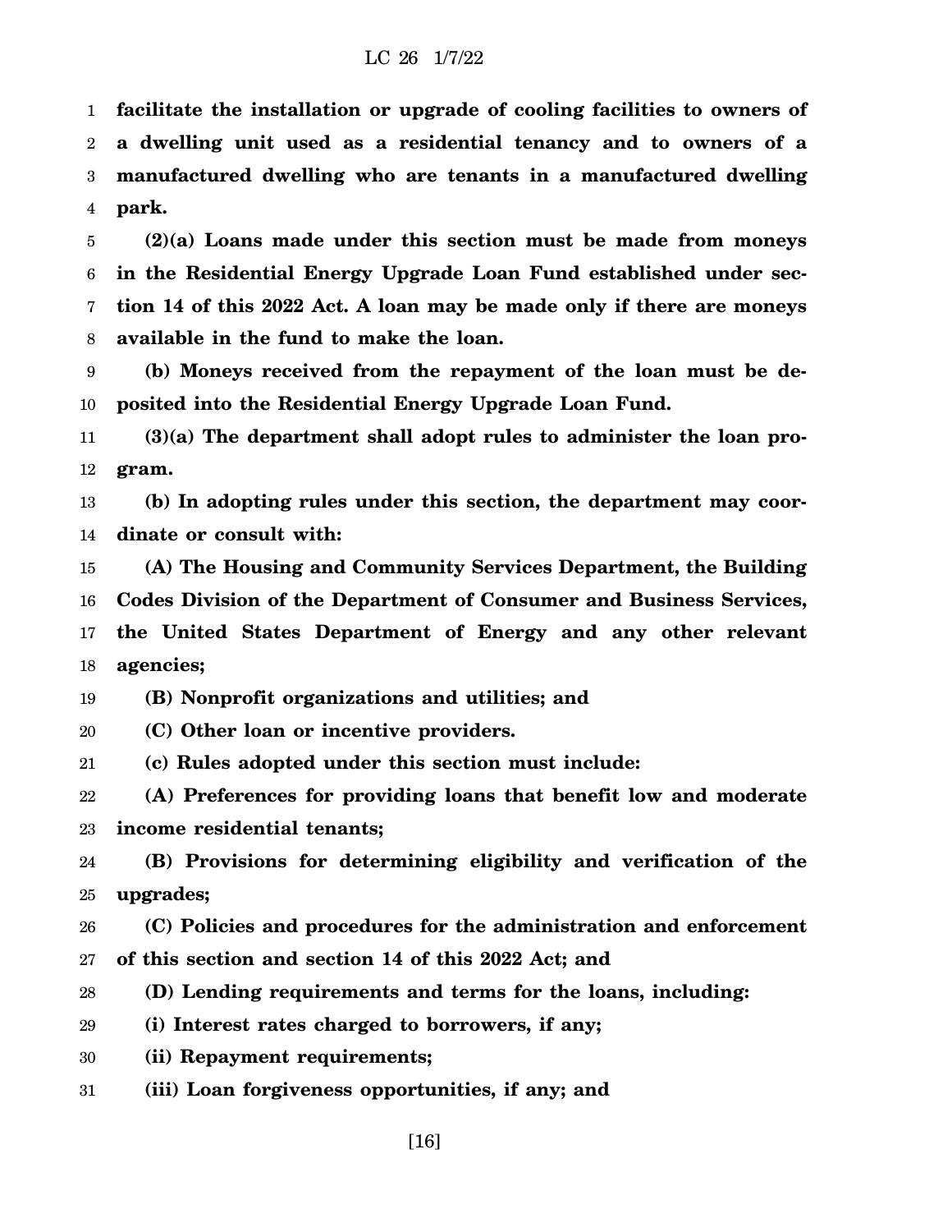**facilitate the installation or upgrade of cooling facilities to owners of a dwelling unit used as a residential tenancy and to owners of a manufactured dwelling who are tenants in a manufactured dwelling park.**

**(2)(a) Loans made under this section must be made from moneys in the Residential Energy Upgrade Loan Fund established under section 14 of this 2022 Act. A loan may be made only if there are moneys available in the fund to make the loan.**

**(b) Moneys received from the repayment of the loan must be deposited into the Residential Energy Upgrade Loan Fund.**

**(3)(a) The department shall adopt rules to administer the loan program.**

**(b) In adopting rules under this section, the department may coordinate or consult with:**

**(A) The Housing and Community Services Department, the Building Codes Division of the Department of Consumer and Business Services, the United States Department of Energy and any other relevant agencies;**

**(B) Nonprofit organizations and utilities; and**

**(C) Other loan or incentive providers.**

**(c) Rules adopted under this section must include:**

**(A) Preferences for providing loans that benefit low and moderate income residential tenants;**

**(B) Provisions for determining eligibility and verification of the upgrades;**

**(C) Policies and procedures for the administration and enforcement of this section and section 14 of this 2022 Act; and**

**(D) Lending requirements and terms for the loans, including:**

**(i) Interest rates charged to borrowers, if any;**

**(ii) Repayment requirements;**

**(iii) Loan forgiveness opportunities, if any; and**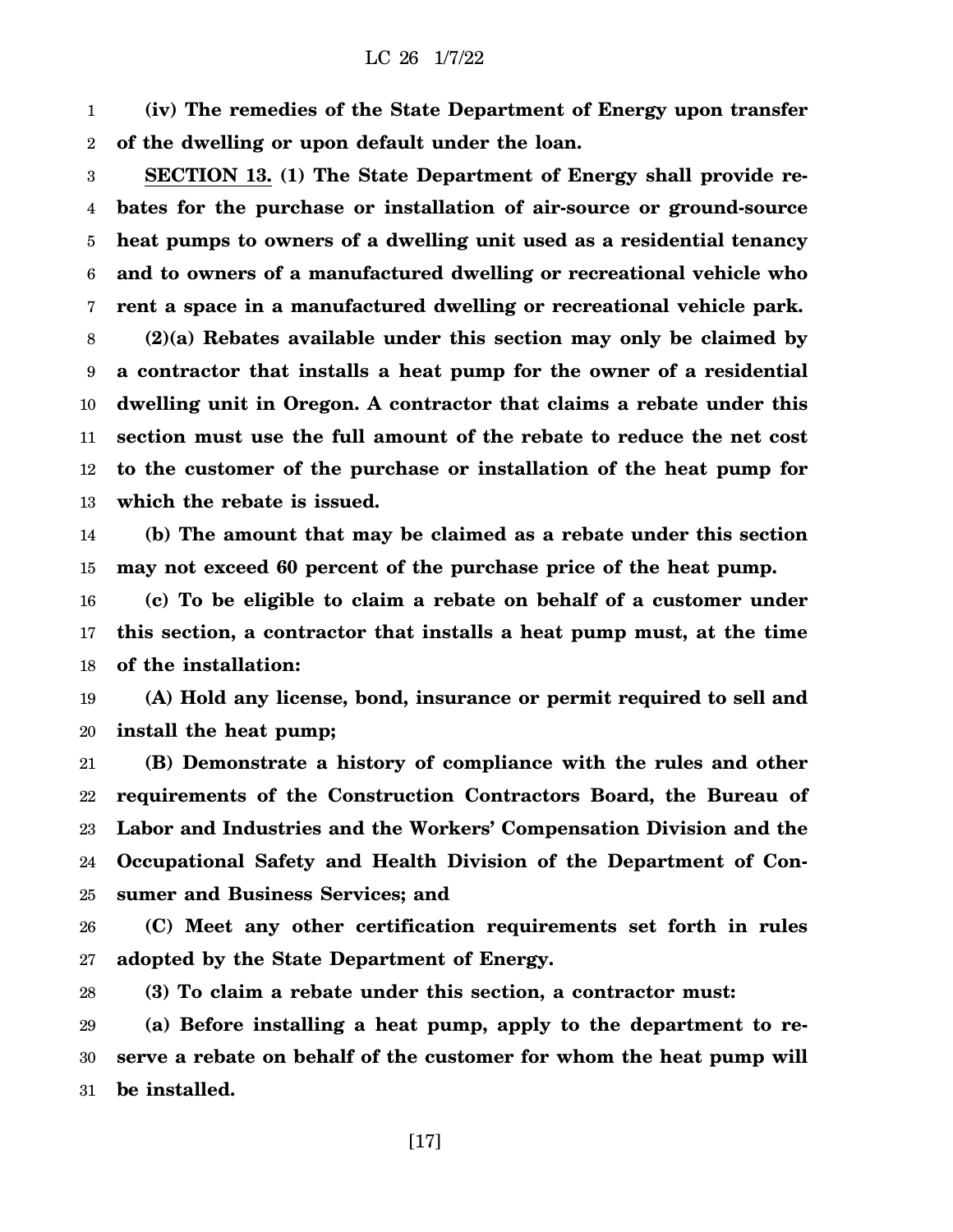**(iv) The remedies of the State Department of Energy upon transfer of the dwelling or upon default under the loan.**

**SECTION 13. (1) The State Department of Energy shall provide rebates for the purchase or installation of air-source or ground-source heat pumps to owners of a dwelling unit used as a residential tenancy and to owners of a manufactured dwelling or recreational vehicle who rent a space in a manufactured dwelling or recreational vehicle park.**

**(2)(a) Rebates available under this section may only be claimed by a contractor that installs a heat pump for the owner of a residential dwelling unit in Oregon. A contractor that claims a rebate under this section must use the full amount of the rebate to reduce the net cost to the customer of the purchase or installation of the heat pump for which the rebate is issued.**

**(b) The amount that may be claimed as a rebate under this section may not exceed 60 percent of the purchase price of the heat pump.**

**(c) To be eligible to claim a rebate on behalf of a customer under this section, a contractor that installs a heat pump must, at the time of the installation:**

**(A) Hold any license, bond, insurance or permit required to sell and install the heat pump;**

**(B) Demonstrate a history of compliance with the rules and other requirements of the Construction Contractors Board, the Bureau of Labor and Industries and the Workers' Compensation Division and the Occupational Safety and Health Division of the Department of Consumer and Business Services; and**

**(C) Meet any other certification requirements set forth in rules adopted by the State Department of Energy.**

**(3) To claim a rebate under this section, a contractor must:**

**(a) Before installing a heat pump, apply to the department to reserve a rebate on behalf of the customer for whom the heat pump will be installed.**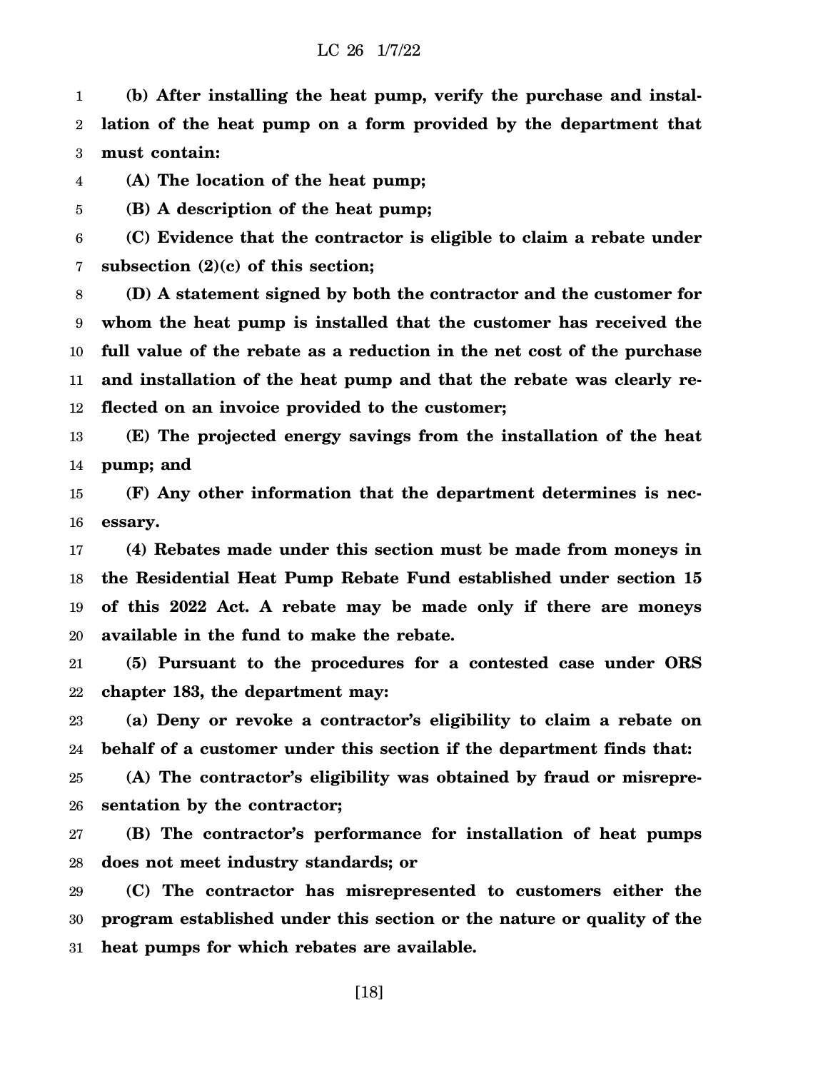**(b) After installing the heat pump, verify the purchase and installation of the heat pump on a form provided by the department that must contain:**

**(A) The location of the heat pump;**

**(B) A description of the heat pump;**

**(C) Evidence that the contractor is eligible to claim a rebate under subsection (2)(c) of this section;**

**(D) A statement signed by both the contractor and the customer for whom the heat pump is installed that the customer has received the full value of the rebate as a reduction in the net cost of the purchase and installation of the heat pump and that the rebate was clearly reflected on an invoice provided to the customer;**

**(E) The projected energy savings from the installation of the heat pump; and**

**(F) Any other information that the department determines is necessary.**

**(4) Rebates made under this section must be made from moneys in the Residential Heat Pump Rebate Fund established under section 15 of this 2022 Act. A rebate may be made only if there are moneys available in the fund to make the rebate.**

**(5) Pursuant to the procedures for a contested case under ORS chapter 183, the department may:**

**(a) Deny or revoke a contractor's eligibility to claim a rebate on behalf of a customer under this section if the department finds that:**

**(A) The contractor's eligibility was obtained by fraud or misrepresentation by the contractor;**

**(B) The contractor's performance for installation of heat pumps does not meet industry standards; or**

**(C) The contractor has misrepresented to customers either the program established under this section or the nature or quality of the heat pumps for which rebates are available.**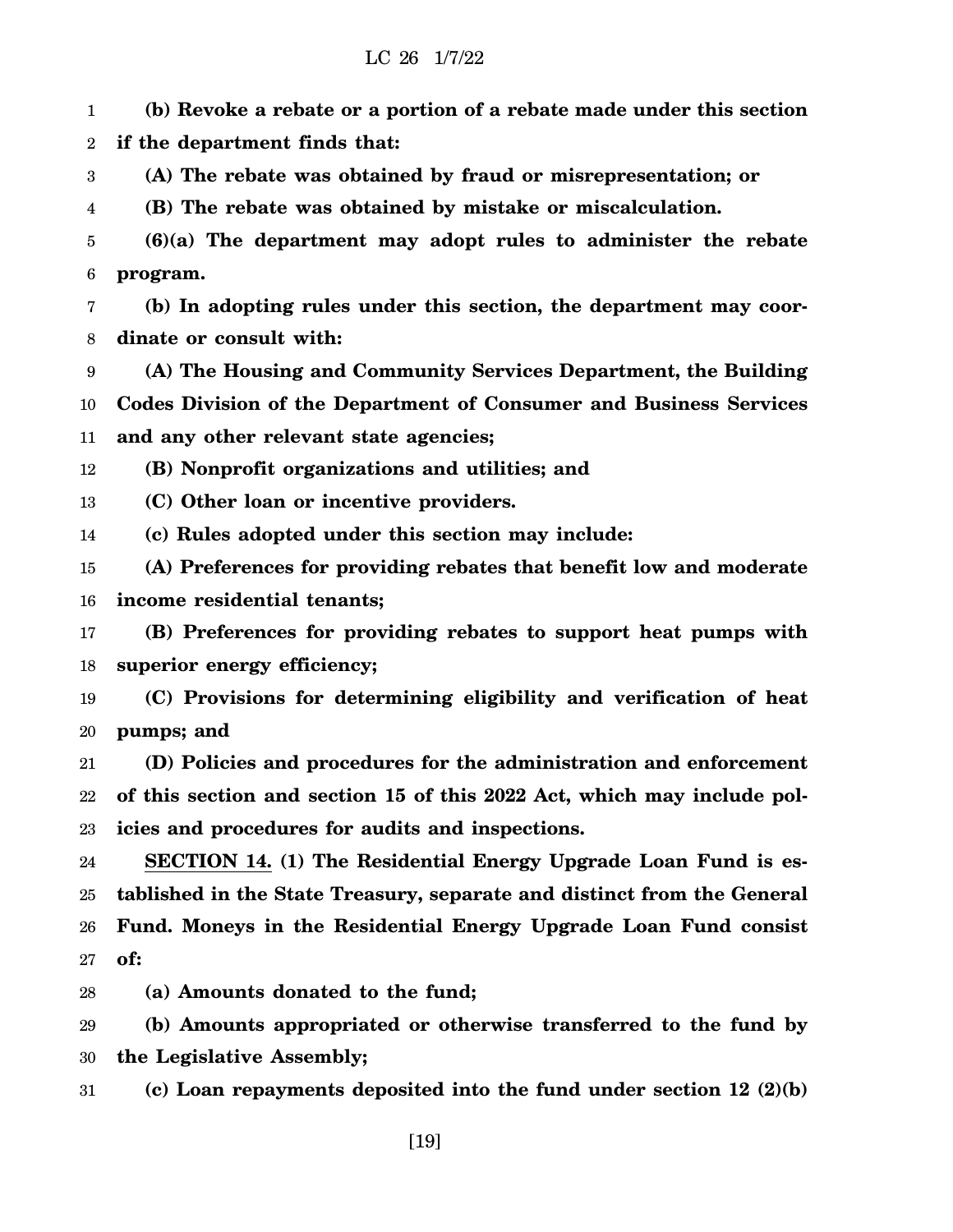**(b) Revoke a rebate or a portion of a rebate made under this section if the department finds that:**

**(A) The rebate was obtained by fraud or misrepresentation; or**

**(B) The rebate was obtained by mistake or miscalculation.**

**(6)(a) The department may adopt rules to administer the rebate program.**

**(b) In adopting rules under this section, the department may coordinate or consult with:**

**(A) The Housing and Community Services Department, the Building Codes Division of the Department of Consumer and Business Services and any other relevant state agencies;**

**(B) Nonprofit organizations and utilities; and**

**(C) Other loan or incentive providers.**

**(c) Rules adopted under this section may include:**

**(A) Preferences for providing rebates that benefit low and moderate income residential tenants;**

**(B) Preferences for providing rebates to support heat pumps with superior energy efficiency;**

**(C) Provisions for determining eligibility and verification of heat pumps; and**

**(D) Policies and procedures for the administration and enforcement of this section and section 15 of this 2022 Act, which may include policies and procedures for audits and inspections.**

**<u>SECTION 14.</u> (1) The Residential Energy Upgrade Loan Fund is established in the State Treasury, separate and distinct from the General Fund. Moneys in the Residential Energy Upgrade Loan Fund consist of:**

**(a) Amounts donated to the fund;**

**(b) Amounts appropriated or otherwise transferred to the fund by the Legislative Assembly;**

**(c) Loan repayments deposited into the fund under section 12 (2)(b)**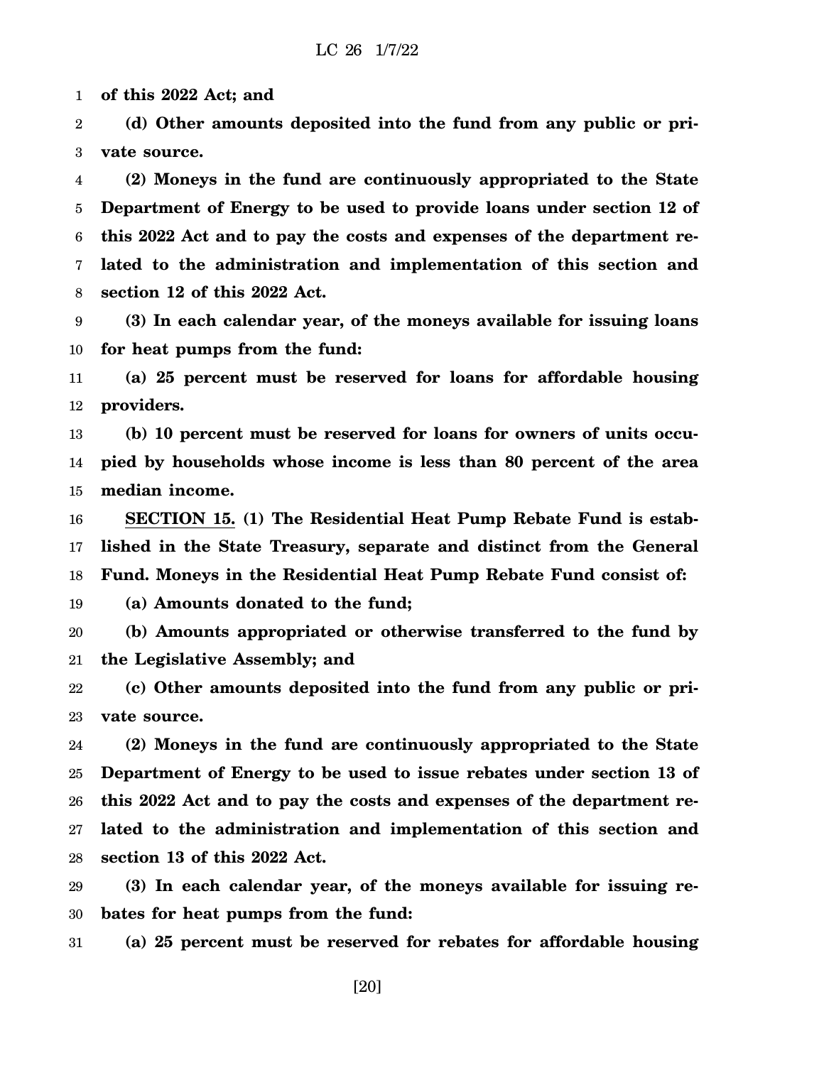**of this 2022 Act; and**

**(d) Other amounts deposited into the fund from any public or private source.**

**(2) Moneys in the fund are continuously appropriated to the State Department of Energy to be used to provide loans under section 12 of this 2022 Act and to pay the costs and expenses of the department related to the administration and implementation of this section and section 12 of this 2022 Act.**

**(3) In each calendar year, of the moneys available for issuing loans for heat pumps from the fund:**

**(a) 25 percent must be reserved for loans for affordable housing providers.**

**(b) 10 percent must be reserved for loans for owners of units occupied by households whose income is less than 80 percent of the area median income.**

**<u>SECTION 15.</u> (1) The Residential Heat Pump Rebate Fund is established in the State Treasury, separate and distinct from the General Fund. Moneys in the Residential Heat Pump Rebate Fund consist of:**

**(a) Amounts donated to the fund;**

**(b) Amounts appropriated or otherwise transferred to the fund by the Legislative Assembly; and**

**(c) Other amounts deposited into the fund from any public or private source.**

**(2) Moneys in the fund are continuously appropriated to the State Department of Energy to be used to issue rebates under section 13 of this 2022 Act and to pay the costs and expenses of the department related to the administration and implementation of this section and section 13 of this 2022 Act.**

**(3) In each calendar year, of the moneys available for issuing rebates for heat pumps from the fund:**

**(a) 25 percent must be reserved for rebates for affordable housing**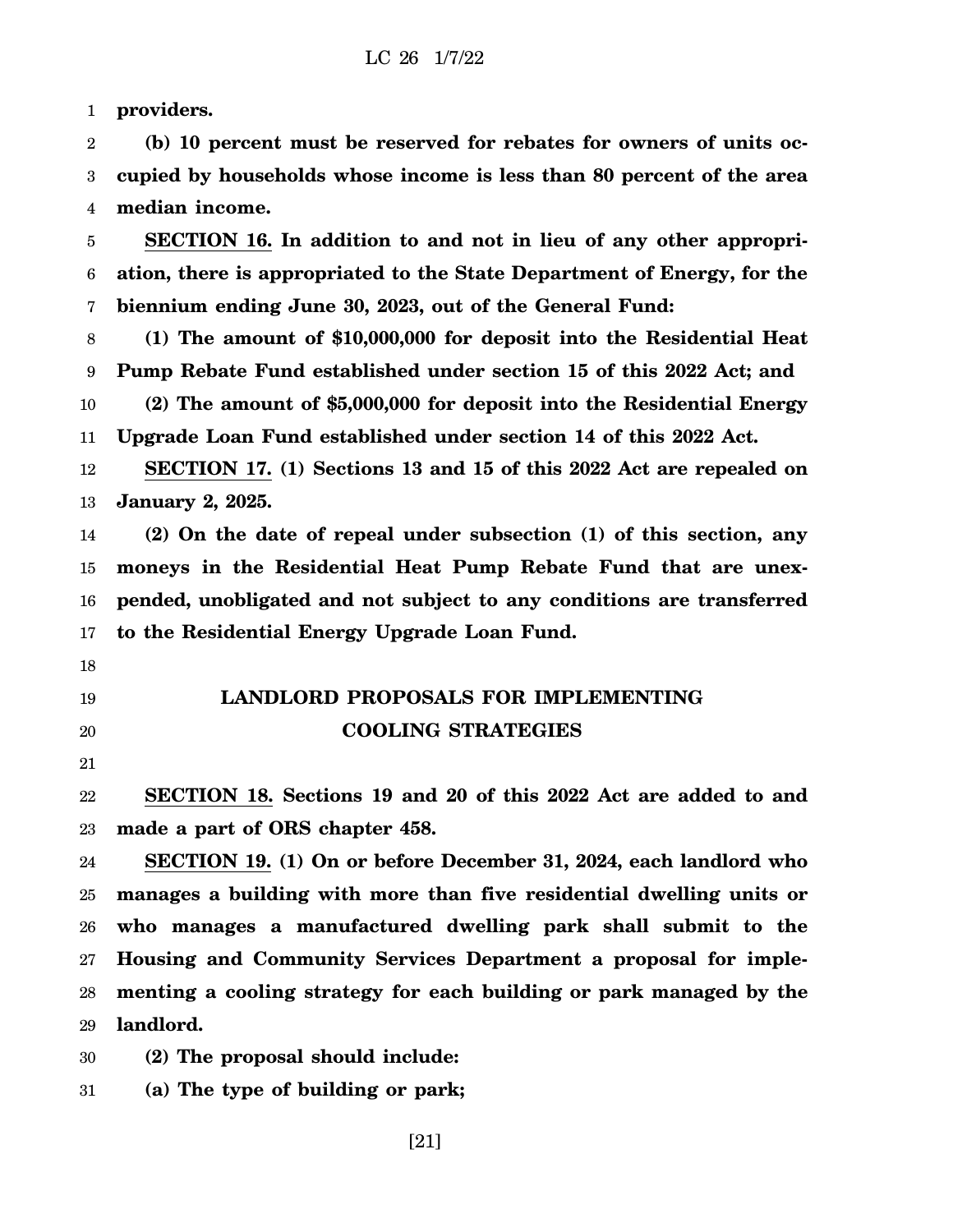**providers.**

**(b) 10 percent must be reserved for rebates for owners of units occupied by households whose income is less than 80 percent of the area median income.**

**SECTION 16. In addition to and not in lieu of any other appropriation, there is appropriated to the State Department of Energy, for the biennium ending June 30, 2023, out of the General Fund:**

**(1) The amount of $10,000,000 for deposit into the Residential Heat Pump Rebate Fund established under section 15 of this 2022 Act; and**

**(2) The amount of $5,000,000 for deposit into the Residential Energy Upgrade Loan Fund established under section 14 of this 2022 Act.**

**SECTION 17. (1) Sections 13 and 15 of this 2022 Act are repealed on January 2, 2025.**

**(2) On the date of repeal under subsection (1) of this section, any moneys in the Residential Heat Pump Rebate Fund that are unexpended, unobligated and not subject to any conditions are transferred to the Residential Energy Upgrade Loan Fund.**

## LANDLORD PROPOSALS FOR IMPLEMENTING COOLING STRATEGIES

**SECTION 18. Sections 19 and 20 of this 2022 Act are added to and made a part of ORS chapter 458.**

**SECTION 19. (1) On or before December 31, 2024, each landlord who manages a building with more than five residential dwelling units or who manages a manufactured dwelling park shall submit to the Housing and Community Services Department a proposal for implementing a cooling strategy for each building or park managed by the landlord.**

**(2) The proposal should include:**

**(a) The type of building or park;**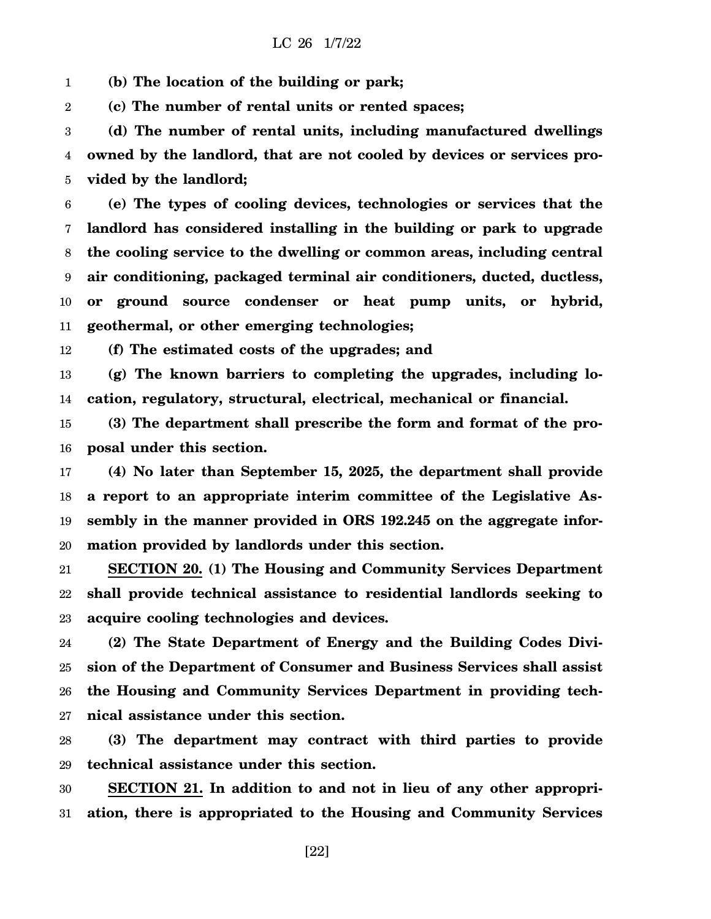**(b) The location of the building or park;**

**(c) The number of rental units or rented spaces;**

**(d) The number of rental units, including manufactured dwellings owned by the landlord, that are not cooled by devices or services provided by the landlord;**

**(e) The types of cooling devices, technologies or services that the landlord has considered installing in the building or park to upgrade the cooling service to the dwelling or common areas, including central air conditioning, packaged terminal air conditioners, ducted, ductless, or ground source condenser or heat pump units, or hybrid, geothermal, or other emerging technologies;**

**(f) The estimated costs of the upgrades; and**

**(g) The known barriers to completing the upgrades, including location, regulatory, structural, electrical, mechanical or financial.**

**(3) The department shall prescribe the form and format of the proposal under this section.**

**(4) No later than September 15, 2025, the department shall provide a report to an appropriate interim committee of the Legislative Assembly in the manner provided in ORS 192.245 on the aggregate information provided by landlords under this section.**

**SECTION 20. (1) The Housing and Community Services Department shall provide technical assistance to residential landlords seeking to acquire cooling technologies and devices.**

**(2) The State Department of Energy and the Building Codes Division of the Department of Consumer and Business Services shall assist the Housing and Community Services Department in providing technical assistance under this section.**

**(3) The department may contract with third parties to provide technical assistance under this section.**

**SECTION 21. In addition to and not in lieu of any other appropriation, there is appropriated to the Housing and Community Services**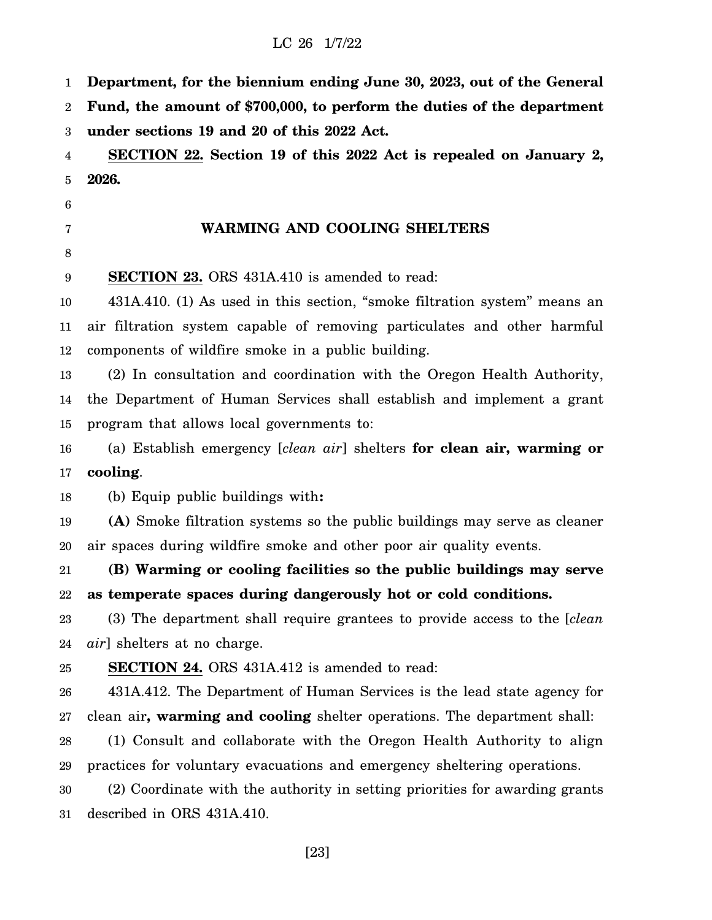**Department, for the biennium ending June 30, 2023, out of the General Fund, the amount of $700,000, to perform the duties of the department under sections 19 and 20 of this 2022 Act.**

**SECTION 22. Section 19 of this 2022 Act is repealed on January 2, 2026.**

## WARMING AND COOLING SHELTERS

**SECTION 23.** ORS 431A.410 is amended to read:

431A.410. (1) As used in this section, "smoke filtration system" means an air filtration system capable of removing particulates and other harmful components of wildfire smoke in a public building.

(2) In consultation and coordination with the Oregon Health Authority, the Department of Human Services shall establish and implement a grant program that allows local governments to:

(a) Establish emergency [*clean air*] shelters **for clean air, warming or cooling**.

(b) Equip public buildings with**:**

**(A)** Smoke filtration systems so the public buildings may serve as cleaner air spaces during wildfire smoke and other poor air quality events.

**(B) Warming or cooling facilities so the public buildings may serve as temperate spaces during dangerously hot or cold conditions.**

(3) The department shall require grantees to provide access to the [*clean air*] shelters at no charge.

**SECTION 24.** ORS 431A.412 is amended to read:

431A.412. The Department of Human Services is the lead state agency for clean air**, warming and cooling** shelter operations. The department shall:

(1) Consult and collaborate with the Oregon Health Authority to align practices for voluntary evacuations and emergency sheltering operations.

(2) Coordinate with the authority in setting priorities for awarding grants described in ORS 431A.410.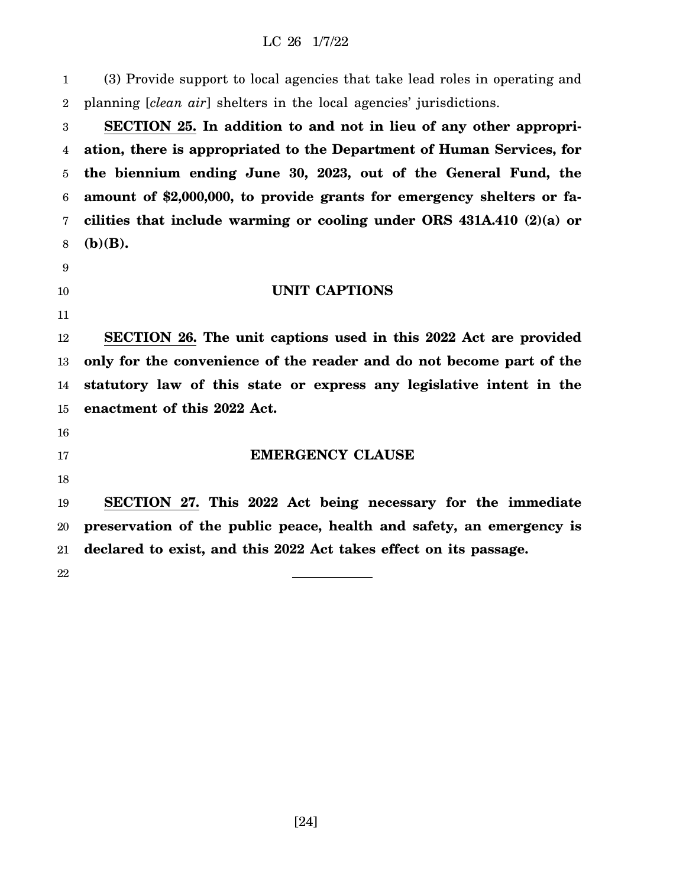(3) Provide support to local agencies that take lead roles in operating and planning [*clean air*] shelters in the local agencies' jurisdictions.

**SECTION 25. In addition to and not in lieu of any other appropriation, there is appropriated to the Department of Human Services, for the biennium ending June 30, 2023, out of the General Fund, the amount of $2,000,000, to provide grants for emergency shelters or facilities that include warming or cooling under ORS 431A.410 (2)(a) or (b)(B).**

## UNIT CAPTIONS

**SECTION 26. The unit captions used in this 2022 Act are provided only for the convenience of the reader and do not become part of the statutory law of this state or express any legislative intent in the enactment of this 2022 Act.**

## EMERGENCY CLAUSE

**SECTION 27. This 2022 Act being necessary for the immediate preservation of the public peace, health and safety, an emergency is declared to exist, and this 2022 Act takes effect on its passage.**